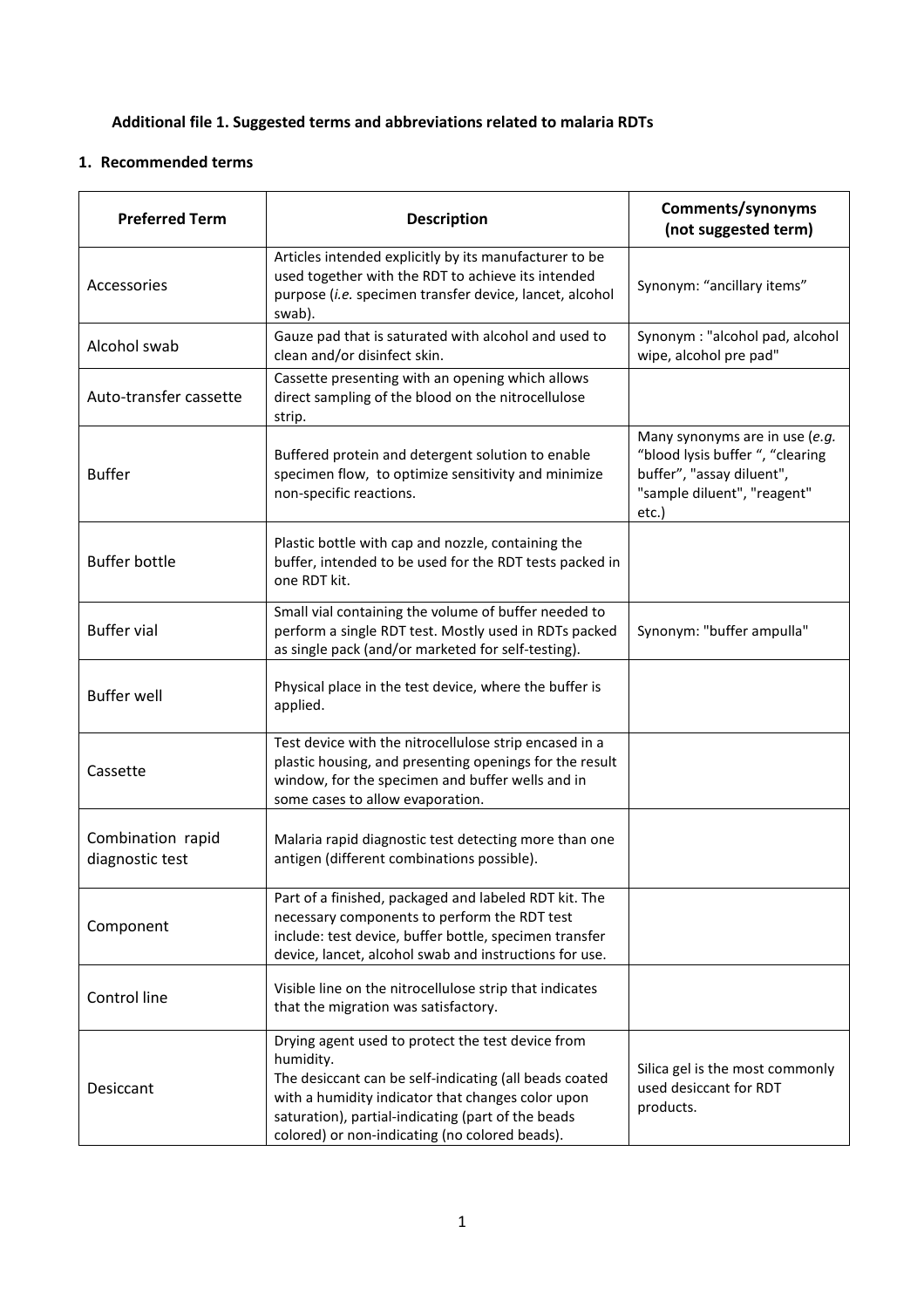**Additional file 1. Suggested terms and abbreviations related to malaria RDTs**

**1. Recommended terms**

| Preferred Term | Description | Comments/synonyms (not suggested term) |
|---|---|---|
| Accessories | Articles intended explicitly by its manufacturer to be used together with the RDT to achieve its intended purpose (*i.e.* specimen transfer device, lancet, alcohol swab). | Synonym: “ancillary items” |
| Alcohol swab | Gauze pad that is saturated with alcohol and used to clean and/or disinfect skin. | Synonym : "alcohol pad, alcohol wipe, alcohol pre pad" |
| Auto-transfer cassette | Cassette presenting with an opening which allows direct sampling of the blood on the nitrocellulose strip. | |
| Buffer | Buffered protein and detergent solution to enable specimen flow, to optimize sensitivity and minimize non-specific reactions. | Many synonyms are in use (*e.g.* “blood lysis buffer “, “clearing buffer”, "assay diluent", "sample diluent", "reagent" etc.) |
| Buffer bottle | Plastic bottle with cap and nozzle, containing the buffer, intended to be used for the RDT tests packed in one RDT kit. | |
| Buffer vial | Small vial containing the volume of buffer needed to perform a single RDT test. Mostly used in RDTs packed as single pack (and/or marketed for self-testing). | Synonym: "buffer ampulla" |
| Buffer well | Physical place in the test device, where the buffer is applied. | |
| Cassette | Test device with the nitrocellulose strip encased in a plastic housing, and presenting openings for the result window, for the specimen and buffer wells and in some cases to allow evaporation. | |
| Combination rapid diagnostic test | Malaria rapid diagnostic test detecting more than one antigen (different combinations possible). | |
| Component | Part of a finished, packaged and labeled RDT kit. The necessary components to perform the RDT test include: test device, buffer bottle, specimen transfer device, lancet, alcohol swab and instructions for use. | |
| Control line | Visible line on the nitrocellulose strip that indicates that the migration was satisfactory. | |
| Desiccant | Drying agent used to protect the test device from humidity.<br>The desiccant can be self-indicating (all beads coated with a humidity indicator that changes color upon saturation), partial-indicating (part of the beads colored) or non-indicating (no colored beads). | Silica gel is the most commonly used desiccant for RDT products. |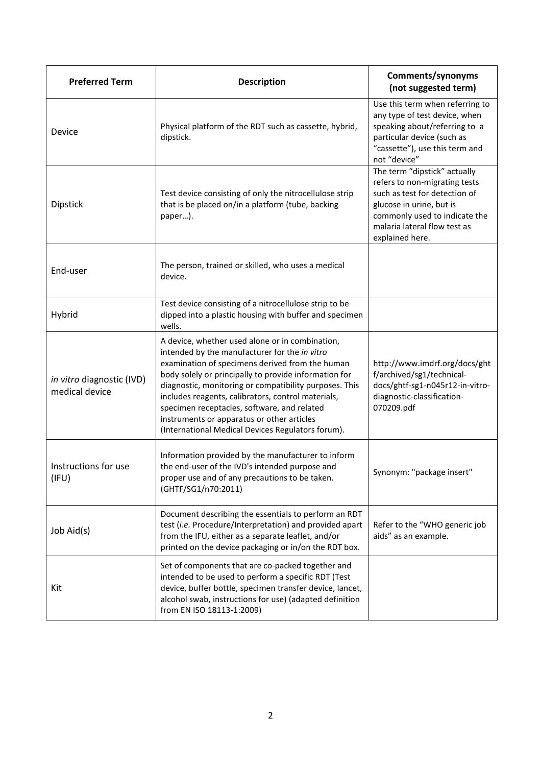| Preferred Term | Description | Comments/synonyms (not suggested term) |
|---|---|---|
| Device | Physical platform of the RDT such as cassette, hybrid, dipstick. | Use this term when referring to any type of test device, when speaking about/referring to a particular device (such as "cassette"), use this term and not "device" |
| Dipstick | Test device consisting of only the nitrocellulose strip that is be placed on/in a platform (tube, backing paper…). | The term "dipstick" actually refers to non-migrating tests such as test for detection of glucose in urine, but is commonly used to indicate the malaria lateral flow test as explained here. |
| End-user | The person, trained or skilled, who uses a medical device. | |
| Hybrid | Test device consisting of a nitrocellulose strip to be dipped into a plastic housing with buffer and specimen wells. | |
| *in vitro* diagnostic (IVD) medical device | A device, whether used alone or in combination, intended by the manufacturer for the *in vitro* examination of specimens derived from the human body solely or principally to provide information for diagnostic, monitoring or compatibility purposes. This includes reagents, calibrators, control materials, specimen receptacles, software, and related instruments or apparatus or other articles (International Medical Devices Regulators forum). | http://www.imdrf.org/docs/ghtf/archived/sg1/technical-docs/ghtf-sg1-n045r12-in-vitro-diagnostic-classification-070209.pdf |
| Instructions for use (IFU) | Information provided by the manufacturer to inform the end-user of the IVD's intended purpose and proper use and of any precautions to be taken. (GHTF/SG1/n70:2011) | Synonym: "package insert" |
| Job Aid(s) | Document describing the essentials to perform an RDT test (*i.e.* Procedure/Interpretation) and provided apart from the IFU, either as a separate leaflet, and/or printed on the device packaging or in/on the RDT box. | Refer to the "WHO generic job aids" as an example. |
| Kit | Set of components that are co-packed together and intended to be used to perform a specific RDT (Test device, buffer bottle, specimen transfer device, lancet, alcohol swab, instructions for use) (adapted definition from EN ISO 18113-1:2009) | |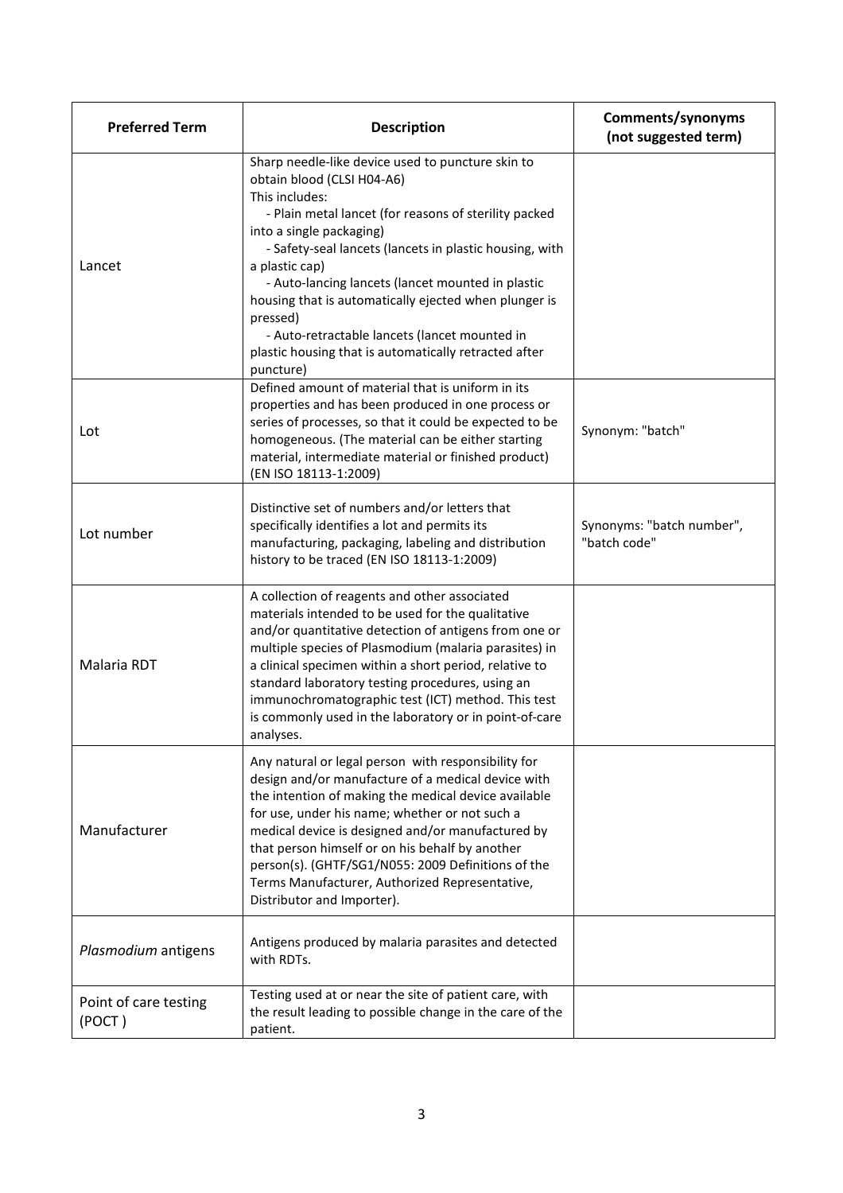| Preferred Term | Description | Comments/synonyms (not suggested term) |
|---|---|---|
| Lancet | Sharp needle-like device used to puncture skin to obtain blood (CLSI H04-A6)<br>This includes:<br>- Plain metal lancet (for reasons of sterility packed into a single packaging)<br>- Safety-seal lancets (lancets in plastic housing, with a plastic cap)<br>- Auto-lancing lancets (lancet mounted in plastic housing that is automatically ejected when plunger is pressed)<br>- Auto-retractable lancets (lancet mounted in plastic housing that is automatically retracted after puncture) | |
| Lot | Defined amount of material that is uniform in its properties and has been produced in one process or series of processes, so that it could be expected to be homogeneous. (The material can be either starting material, intermediate material or finished product) (EN ISO 18113-1:2009) | Synonym: "batch" |
| Lot number | Distinctive set of numbers and/or letters that specifically identifies a lot and permits its manufacturing, packaging, labeling and distribution history to be traced (EN ISO 18113-1:2009) | Synonyms: "batch number", "batch code" |
| Malaria RDT | A collection of reagents and other associated materials intended to be used for the qualitative and/or quantitative detection of antigens from one or multiple species of Plasmodium (malaria parasites) in a clinical specimen within a short period, relative to standard laboratory testing procedures, using an immunochromatographic test (ICT) method. This test is commonly used in the laboratory or in point-of-care analyses. | |
| Manufacturer | Any natural or legal person with responsibility for design and/or manufacture of a medical device with the intention of making the medical device available for use, under his name; whether or not such a medical device is designed and/or manufactured by that person himself or on his behalf by another person(s). (GHTF/SG1/N055: 2009 Definitions of the Terms Manufacturer, Authorized Representative, Distributor and Importer). | |
| *Plasmodium* antigens | Antigens produced by malaria parasites and detected with RDTs. | |
| Point of care testing (POCT ) | Testing used at or near the site of patient care, with the result leading to possible change in the care of the patient. | |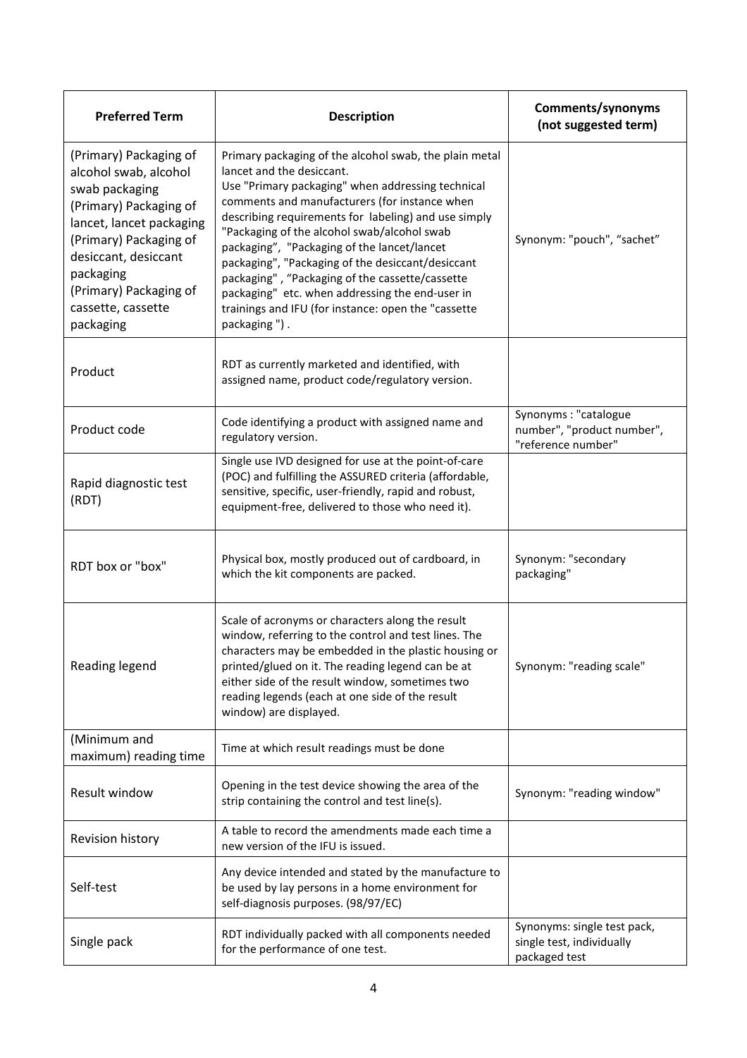| Preferred Term | Description | Comments/synonyms (not suggested term) |
|---|---|---|
| (Primary) Packaging of alcohol swab, alcohol swab packaging (Primary) Packaging of lancet, lancet packaging (Primary) Packaging of desiccant, desiccant packaging (Primary) Packaging of cassette, cassette packaging | Primary packaging of the alcohol swab, the plain metal lancet and the desiccant. Use "Primary packaging" when addressing technical comments and manufacturers (for instance when describing requirements for labeling) and use simply "Packaging of the alcohol swab/alcohol swab packaging", "Packaging of the lancet/lancet packaging", "Packaging of the desiccant/desiccant packaging" , "Packaging of the cassette/cassette packaging" etc. when addressing the end-user in trainings and IFU (for instance: open the "cassette packaging ") . | Synonym: "pouch", "sachet" |
| Product | RDT as currently marketed and identified, with assigned name, product code/regulatory version. | |
| Product code | Code identifying a product with assigned name and regulatory version. | Synonyms : "catalogue number", "product number", "reference number" |
| Rapid diagnostic test (RDT) | Single use IVD designed for use at the point-of-care (POC) and fulfilling the ASSURED criteria (affordable, sensitive, specific, user-friendly, rapid and robust, equipment-free, delivered to those who need it). | |
| RDT box or "box" | Physical box, mostly produced out of cardboard, in which the kit components are packed. | Synonym: "secondary packaging" |
| Reading legend | Scale of acronyms or characters along the result window, referring to the control and test lines. The characters may be embedded in the plastic housing or printed/glued on it. The reading legend can be at either side of the result window, sometimes two reading legends (each at one side of the result window) are displayed. | Synonym: "reading scale" |
| (Minimum and maximum) reading time | Time at which result readings must be done | |
| Result window | Opening in the test device showing the area of the strip containing the control and test line(s). | Synonym: "reading window" |
| Revision history | A table to record the amendments made each time a new version of the IFU is issued. | |
| Self-test | Any device intended and stated by the manufacture to be used by lay persons in a home environment for self-diagnosis purposes. (98/97/EC) | |
| Single pack | RDT individually packed with all components needed for the performance of one test. | Synonyms: single test pack, single test, individually packaged test |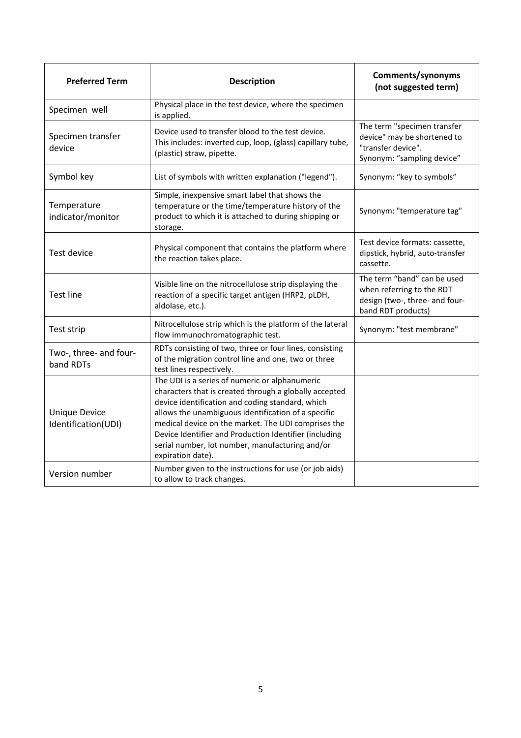| Preferred Term | Description | Comments/synonyms (not suggested term) |
|---|---|---|
| Specimen well | Physical place in the test device, where the specimen is applied. | |
| Specimen transfer device | Device used to transfer blood to the test device. This includes: inverted cup, loop, (glass) capillary tube, (plastic) straw, pipette. | The term "specimen transfer device" may be shortened to "transfer device". Synonym: "sampling device" |
| Symbol key | List of symbols with written explanation ("legend"). | Synonym: "key to symbols" |
| Temperature indicator/monitor | Simple, inexpensive smart label that shows the temperature or the time/temperature history of the product to which it is attached to during shipping or storage. | Synonym: "temperature tag" |
| Test device | Physical component that contains the platform where the reaction takes place. | Test device formats: cassette, dipstick, hybrid, auto-transfer cassette. |
| Test line | Visible line on the nitrocellulose strip displaying the reaction of a specific target antigen (HRP2, pLDH, aldolase, etc.). | The term "band" can be used when referring to the RDT design (two-, three- and four-band RDT products) |
| Test strip | Nitrocellulose strip which is the platform of the lateral flow immunochromatographic test. | Synonym: "test membrane" |
| Two-, three- and four-band RDTs | RDTs consisting of two, three or four lines, consisting of the migration control line and one, two or three test lines respectively. | |
| Unique Device Identification(UDI) | The UDI is a series of numeric or alphanumeric characters that is created through a globally accepted device identification and coding standard, which allows the unambiguous identification of a specific medical device on the market. The UDI comprises the Device Identifier and Production Identifier (including serial number, lot number, manufacturing and/or expiration date). | |
| Version number | Number given to the instructions for use (or job aids) to allow to track changes. | |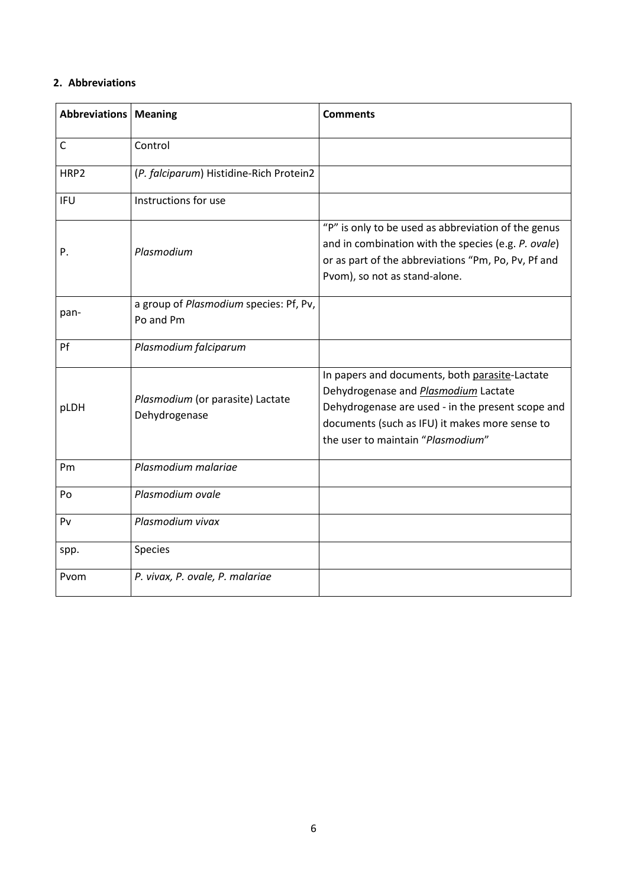## 2. Abbreviations

| Abbreviations | Meaning | Comments |
|---|---|---|
| C | Control | |
| HRP2 | (*P. falciparum*) Histidine-Rich Protein2 | |
| IFU | Instructions for use | |
| P. | *Plasmodium* | "P" is only to be used as abbreviation of the genus and in combination with the species (e.g. *P. ovale*) or as part of the abbreviations "Pm, Po, Pv, Pf and Pvom), so not as stand-alone. |
| pan- | a group of *Plasmodium* species: Pf, Pv, Po and Pm | |
| Pf | *Plasmodium falciparum* | |
| pLDH | *Plasmodium* (or parasite) Lactate Dehydrogenase | In papers and documents, both parasite-Lactate Dehydrogenase and ***Plasmodium*** Lactate Dehydrogenase are used - in the present scope and documents (such as IFU) it makes more sense to the user to maintain "*Plasmodium*" |
| Pm | *Plasmodium malariae* | |
| Po | *Plasmodium ovale* | |
| Pv | *Plasmodium vivax* | |
| spp. | Species | |
| Pvom | *P. vivax, P. ovale, P. malariae* | |